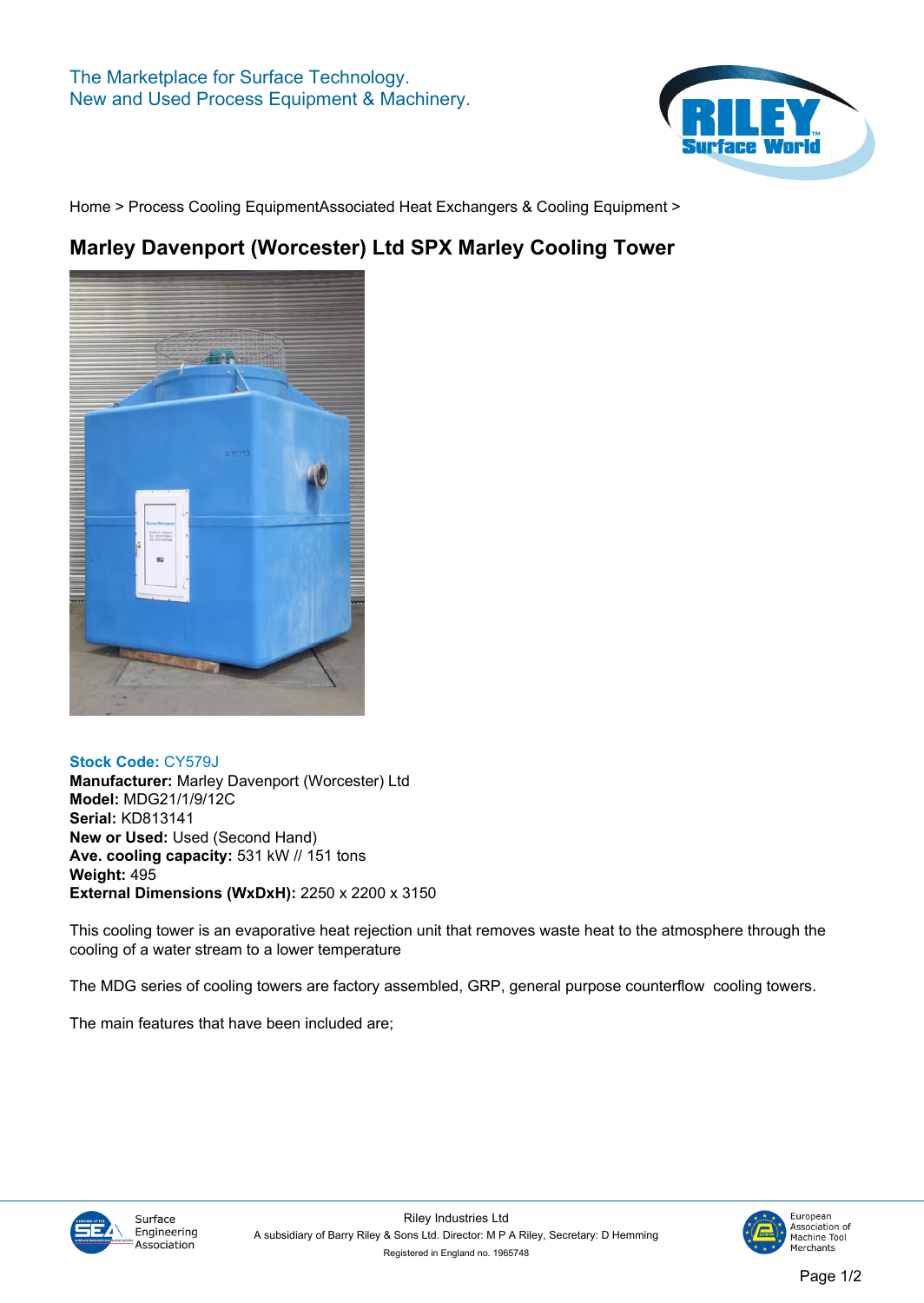The Marketplace for Surface Technology.
New and Used Process Equipment & Machinery.

Home > Process Cooling EquipmentAssociated Heat Exchangers & Cooling Equipment >

# Marley Davenport (Worcester) Ltd SPX Marley Cooling Tower

**Stock Code:** CY579J
**Manufacturer:** Marley Davenport (Worcester) Ltd
**Model:** MDG21/1/9/12C
**Serial:** KD813141
**New or Used:** Used (Second Hand)
**Ave. cooling capacity:** 531 kW // 151 tons
**Weight:** 495
**External Dimensions (WxDxH):** 2250 x 2200 x 3150

This cooling tower is an evaporative heat rejection unit that removes waste heat to the atmosphere through the cooling of a water stream to a lower temperature

The MDG series of cooling towers are factory assembled, GRP, general purpose counterflow cooling towers.

The main features that have been included are;

Riley Industries Ltd
A subsidiary of Barry Riley & Sons Ltd. Director: M P A Riley, Secretary: D Hemming
Registered in England no. 1965748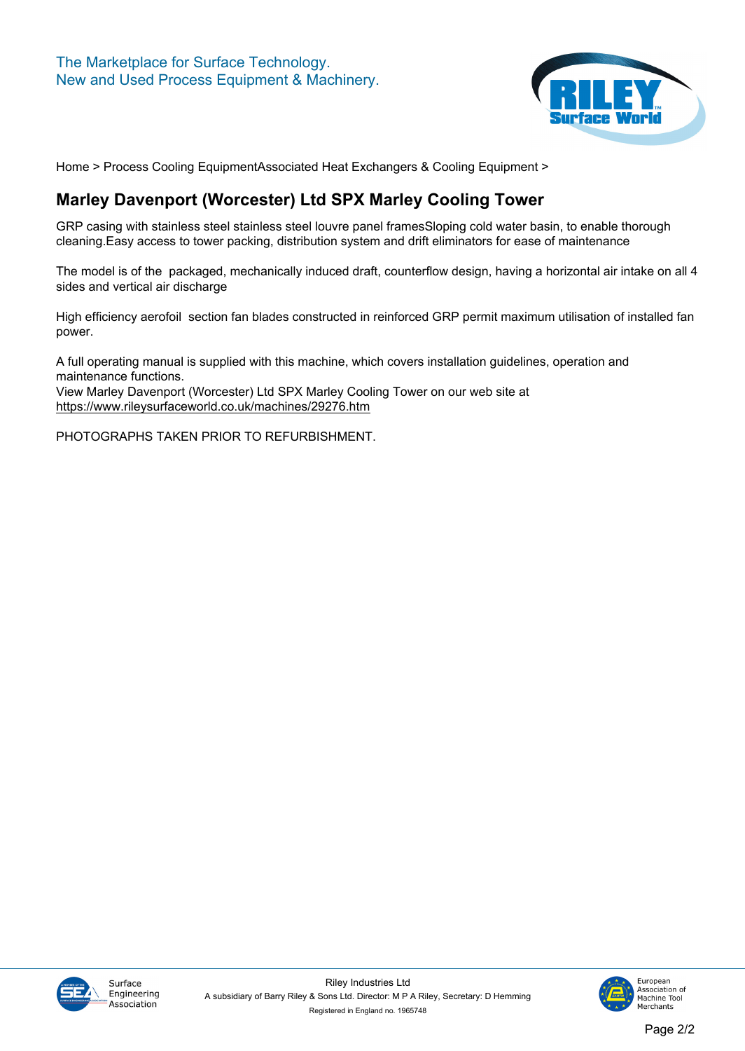The Marketplace for Surface Technology.
New and Used Process Equipment & Machinery.

Home > Process Cooling EquipmentAssociated Heat Exchangers & Cooling Equipment >

## Marley Davenport (Worcester) Ltd SPX Marley Cooling Tower

GRP casing with stainless steel stainless steel louvre panel framesSloping cold water basin, to enable thorough cleaning.Easy access to tower packing, distribution system and drift eliminators for ease of maintenance

The model is of the  packaged, mechanically induced draft, counterflow design, having a horizontal air intake on all 4 sides and vertical air discharge

High efficiency aerofoil  section fan blades constructed in reinforced GRP permit maximum utilisation of installed fan power.

A full operating manual is supplied with this machine, which covers installation guidelines, operation and maintenance functions.
View Marley Davenport (Worcester) Ltd SPX Marley Cooling Tower on our web site at https://www.rileysurfaceworld.co.uk/machines/29276.htm

PHOTOGRAPHS TAKEN PRIOR TO REFURBISHMENT.

Riley Industries Ltd
A subsidiary of Barry Riley & Sons Ltd. Director: M P A Riley, Secretary: D Hemming
Registered in England no. 1965748